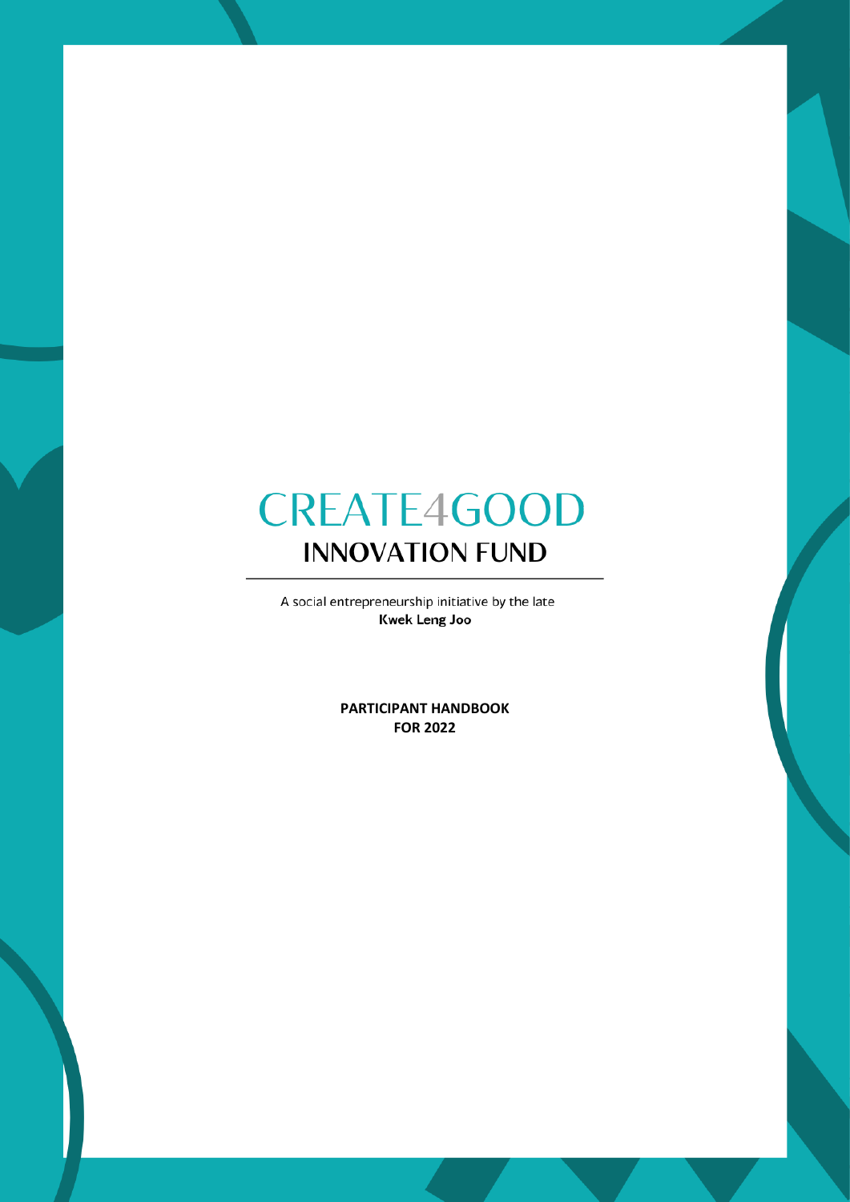# CREATE4GOOD

## INNOVATION FUND

A social entrepreneurship initiative by the late
**Kwek Leng Joo**

**PARTICIPANT HANDBOOK**
**FOR 2022**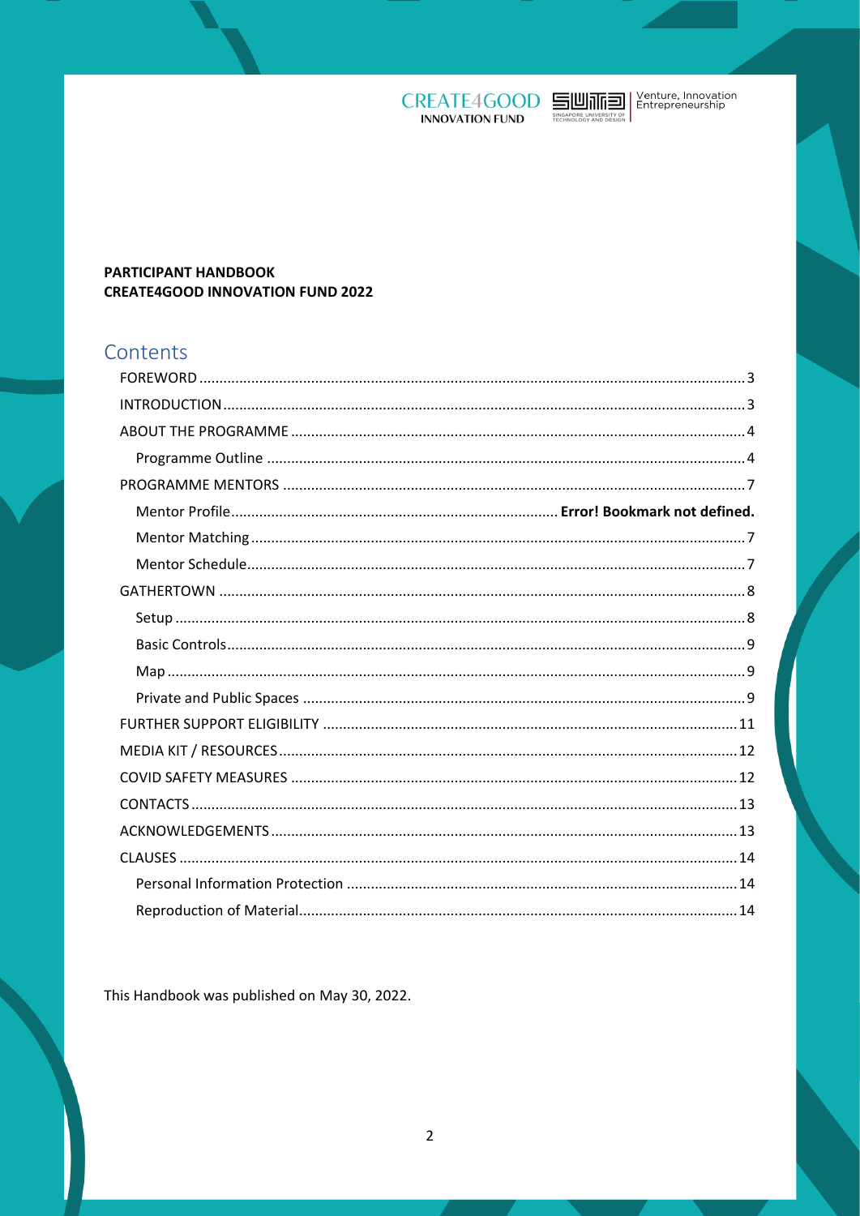**PARTICIPANT HANDBOOK**
**CREATE4GOOD INNOVATION FUND 2022**

## Contents

- FOREWORD ........ 3
- INTRODUCTION ........ 3
- ABOUT THE PROGRAMME ........ 4
  - Programme Outline ........ 4
- PROGRAMME MENTORS ........ 7
  - Mentor Profile ........ **Error! Bookmark not defined.**
  - Mentor Matching ........ 7
  - Mentor Schedule ........ 7
- GATHERTOWN ........ 8
  - Setup ........ 8
  - Basic Controls ........ 9
  - Map ........ 9
  - Private and Public Spaces ........ 9
- FURTHER SUPPORT ELIGIBILITY ........ 11
- MEDIA KIT / RESOURCES ........ 12
- COVID SAFETY MEASURES ........ 12
- CONTACTS ........ 13
- ACKNOWLEDGEMENTS ........ 13
- CLAUSES ........ 14
  - Personal Information Protection ........ 14
  - Reproduction of Material ........ 14

This Handbook was published on May 30, 2022.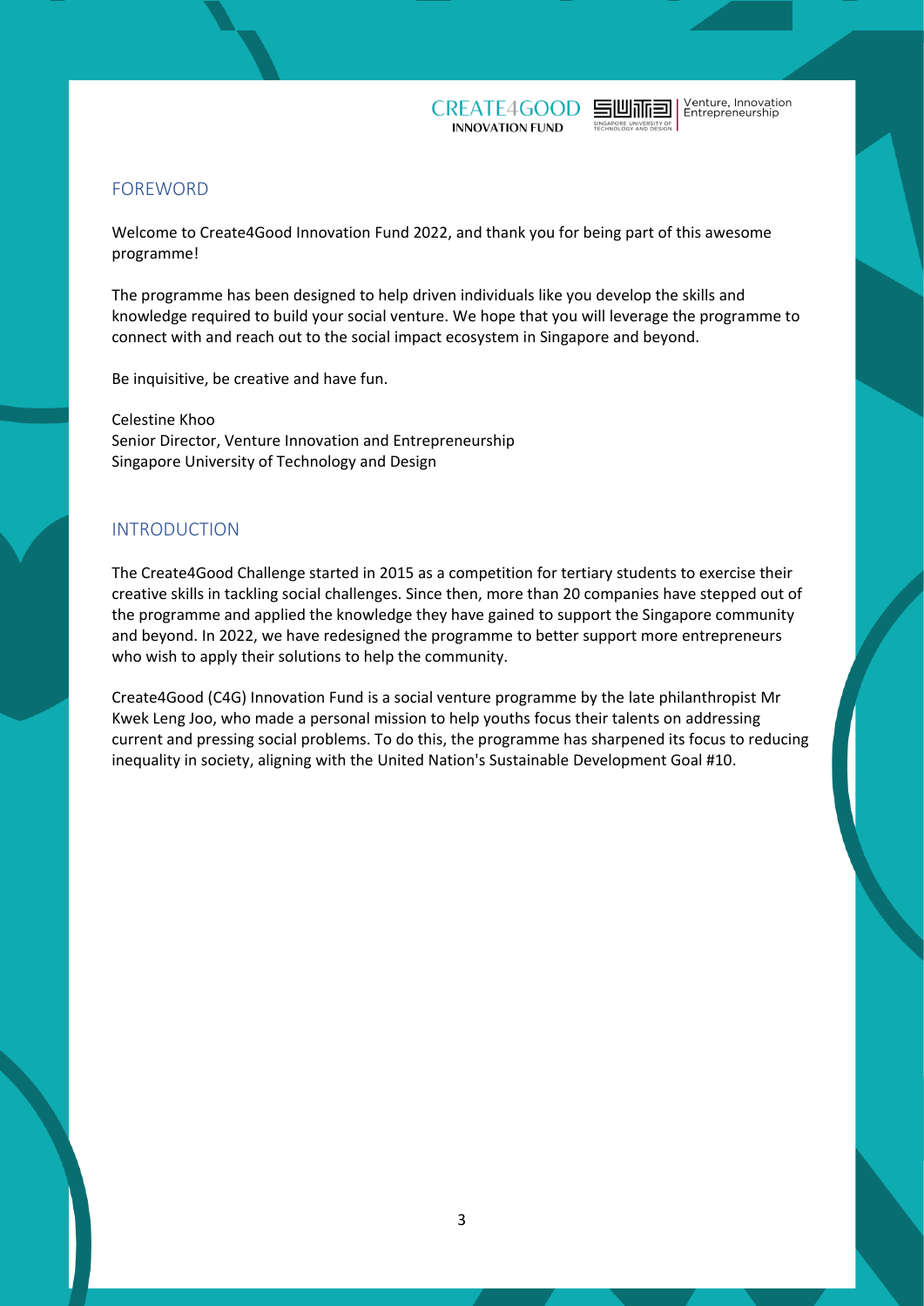## FOREWORD

Welcome to Create4Good Innovation Fund 2022, and thank you for being part of this awesome programme!

The programme has been designed to help driven individuals like you develop the skills and knowledge required to build your social venture. We hope that you will leverage the programme to connect with and reach out to the social impact ecosystem in Singapore and beyond.

Be inquisitive, be creative and have fun.

Celestine Khoo
Senior Director, Venture Innovation and Entrepreneurship
Singapore University of Technology and Design

## INTRODUCTION

The Create4Good Challenge started in 2015 as a competition for tertiary students to exercise their creative skills in tackling social challenges. Since then, more than 20 companies have stepped out of the programme and applied the knowledge they have gained to support the Singapore community and beyond. In 2022, we have redesigned the programme to better support more entrepreneurs who wish to apply their solutions to help the community.

Create4Good (C4G) Innovation Fund is a social venture programme by the late philanthropist Mr Kwek Leng Joo, who made a personal mission to help youths focus their talents on addressing current and pressing social problems. To do this, the programme has sharpened its focus to reducing inequality in society, aligning with the United Nation's Sustainable Development Goal #10.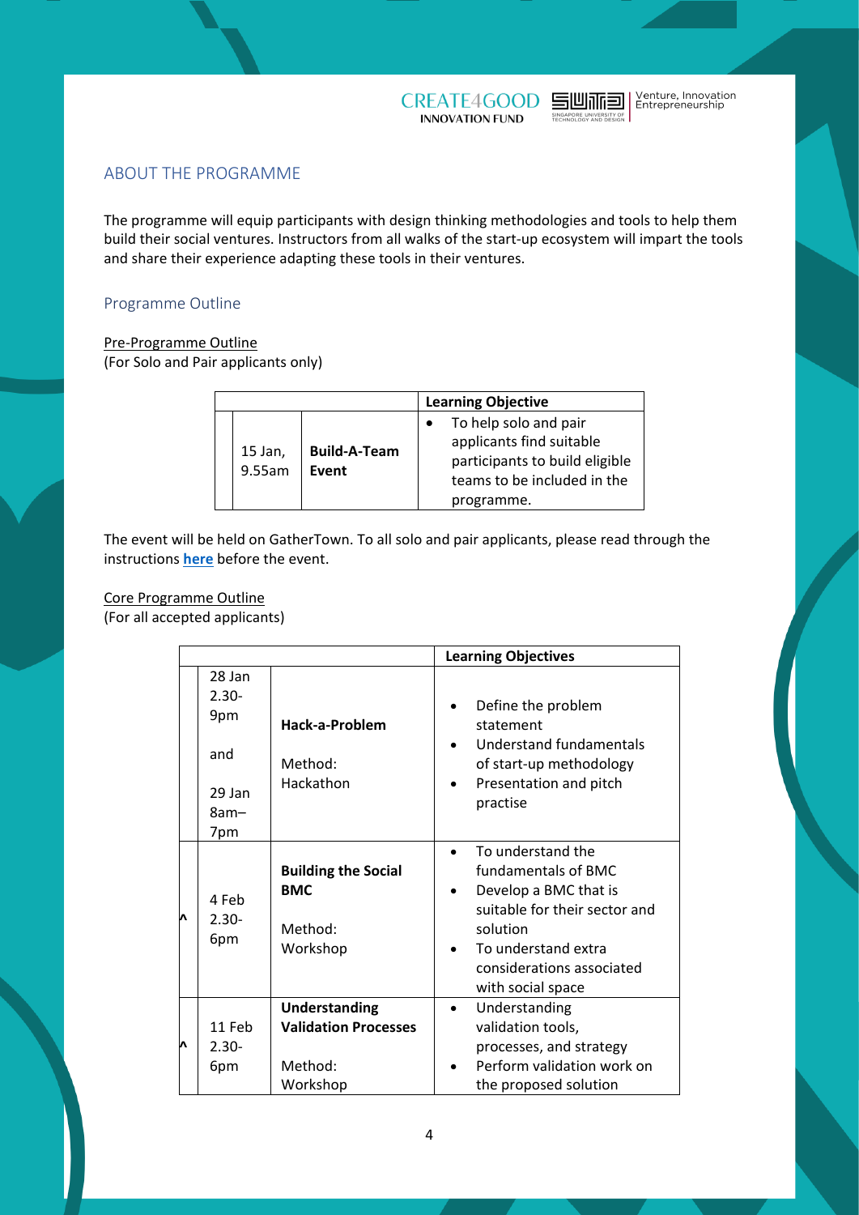## ABOUT THE PROGRAMME

The programme will equip participants with design thinking methodologies and tools to help them build their social ventures. Instructors from all walks of the start-up ecosystem will impart the tools and share their experience adapting these tools in their ventures.

### Programme Outline

Pre-Programme Outline
(For Solo and Pair applicants only)

| | | | Learning Objective |
|---|---|---|---|
| | 15 Jan, 9.55am | **Build-A-Team Event** | • To help solo and pair applicants find suitable participants to build eligible teams to be included in the programme. |

The event will be held on GatherTown. To all solo and pair applicants, please read through the instructions **here** before the event.

Core Programme Outline
(For all accepted applicants)

| | | | Learning Objectives |
|---|---|---|---|
| | 28 Jan 2.30-9pm and 29 Jan 8am–7pm | **Hack-a-Problem** Method: Hackathon | • Define the problem statement<br>• Understand fundamentals of start-up methodology<br>• Presentation and pitch practise |
| ^ | 4 Feb 2.30-6pm | **Building the Social BMC** Method: Workshop | • To understand the fundamentals of BMC<br>• Develop a BMC that is suitable for their sector and solution<br>• To understand extra considerations associated with social space |
| ^ | 11 Feb 2.30-6pm | **Understanding Validation Processes** Method: Workshop | • Understanding validation tools, processes, and strategy<br>• Perform validation work on the proposed solution |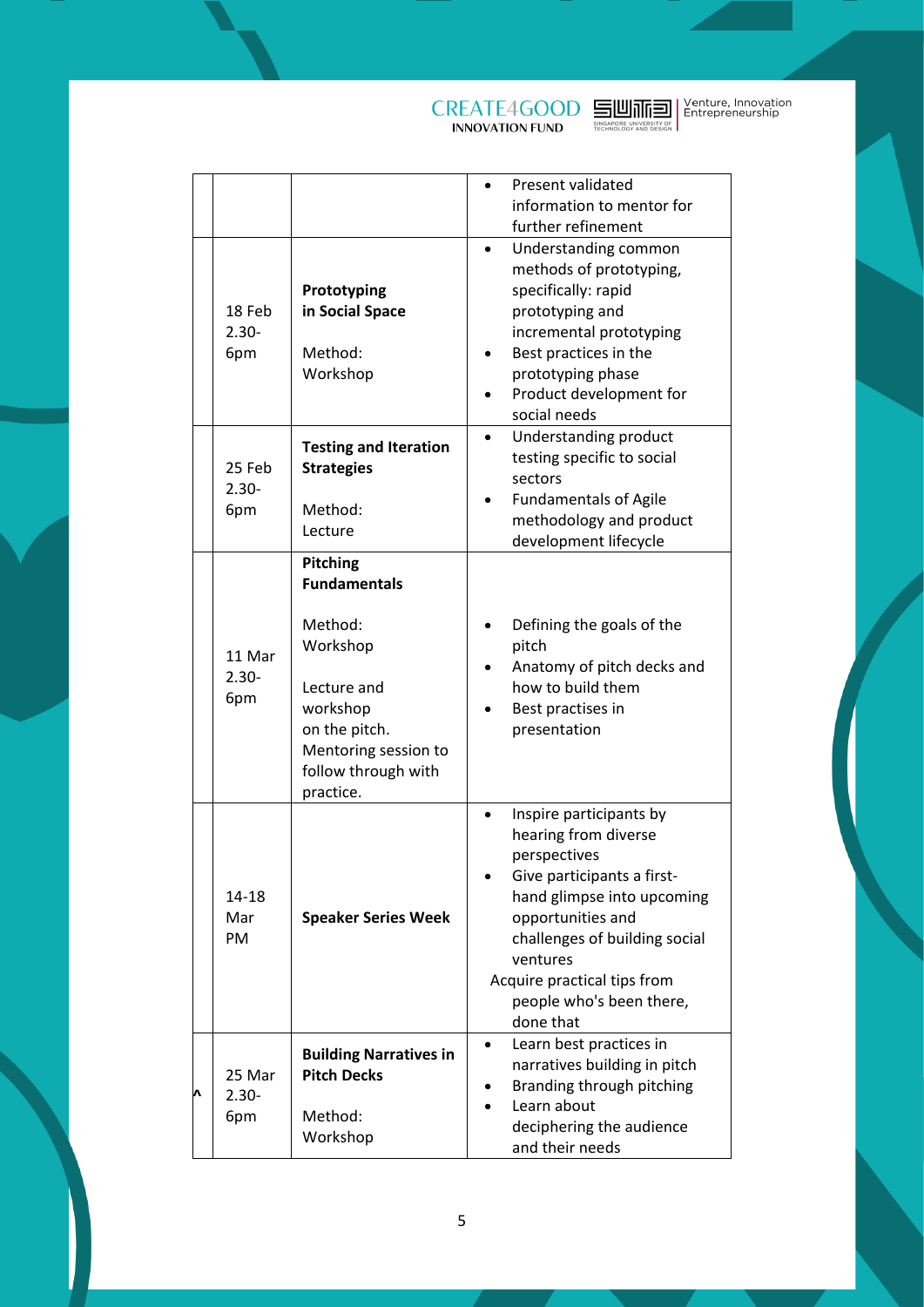|  |  |  |  |
|---|---|---|---|
|  |  |  | • Present validated information to mentor for further refinement |
|  | 18 Feb 2.30-6pm | **Prototyping in Social Space**<br><br>Method: Workshop | • Understanding common methods of prototyping, specifically: rapid prototyping and incremental prototyping<br>• Best practices in the prototyping phase<br>• Product development for social needs |
|  | 25 Feb 2.30-6pm | **Testing and Iteration Strategies**<br><br>Method: Lecture | • Understanding product testing specific to social sectors<br>• Fundamentals of Agile methodology and product development lifecycle |
|  | 11 Mar 2.30-6pm | **Pitching Fundamentals**<br><br>Method: Workshop<br><br>Lecture and workshop on the pitch. Mentoring session to follow through with practice. | • Defining the goals of the pitch<br>• Anatomy of pitch decks and how to build them<br>• Best practises in presentation |
|  | 14-18 Mar PM | **Speaker Series Week** | • Inspire participants by hearing from diverse perspectives<br>• Give participants a first-hand glimpse into upcoming opportunities and challenges of building social ventures<br>Acquire practical tips from people who's been there, done that |
| ^ | 25 Mar 2.30-6pm | **Building Narratives in Pitch Decks**<br><br>Method: Workshop | • Learn best practices in narratives building in pitch<br>• Branding through pitching<br>• Learn about deciphering the audience and their needs |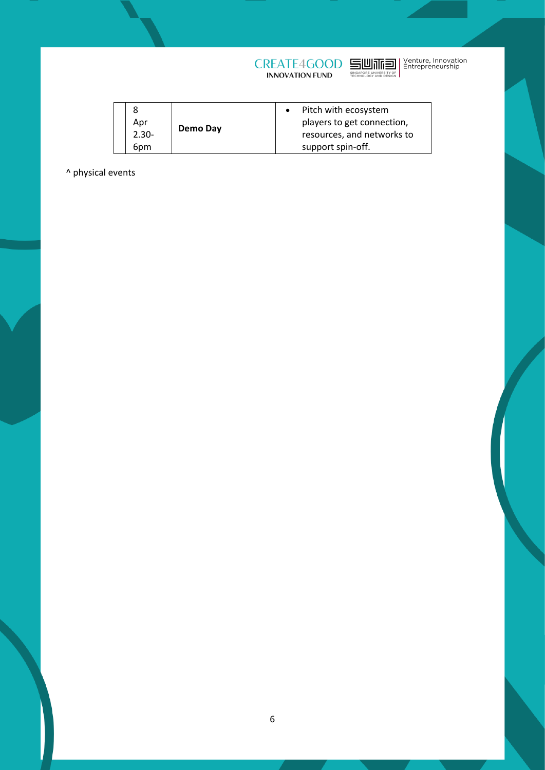|  | 8 Apr 2.30-6pm | **Demo Day** | • Pitch with ecosystem players to get connection, resources, and networks to support spin-off. |
|---|---|---|---|

^ physical events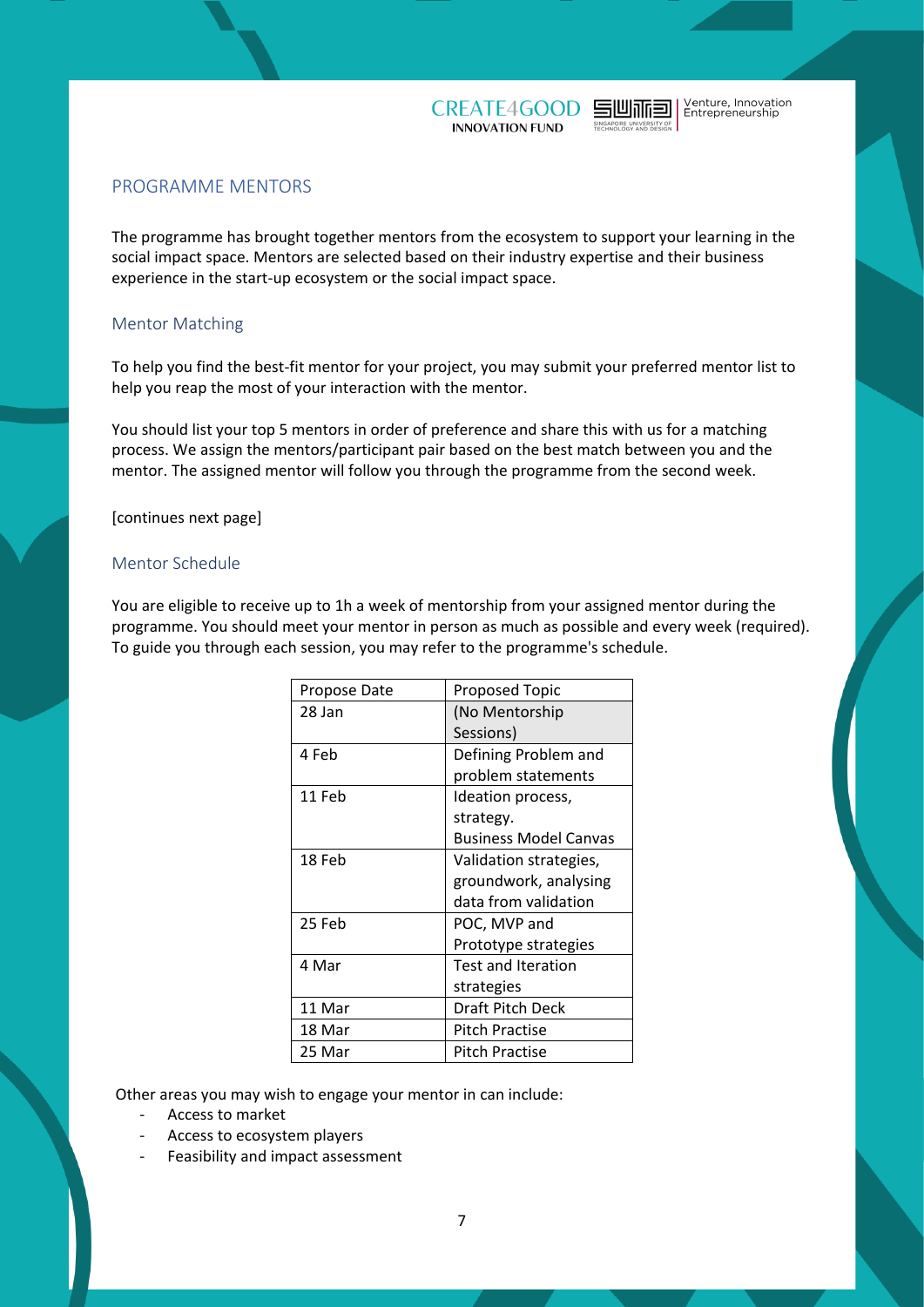## PROGRAMME MENTORS

The programme has brought together mentors from the ecosystem to support your learning in the social impact space. Mentors are selected based on their industry expertise and their business experience in the start-up ecosystem or the social impact space.

### Mentor Matching

To help you find the best-fit mentor for your project, you may submit your preferred mentor list to help you reap the most of your interaction with the mentor.

You should list your top 5 mentors in order of preference and share this with us for a matching process. We assign the mentors/participant pair based on the best match between you and the mentor. The assigned mentor will follow you through the programme from the second week.

[continues next page]

### Mentor Schedule

You are eligible to receive up to 1h a week of mentorship from your assigned mentor during the programme. You should meet your mentor in person as much as possible and every week (required). To guide you through each session, you may refer to the programme's schedule.

| Propose Date | Proposed Topic |
|---|---|
| 28 Jan | (No Mentorship Sessions) |
| 4 Feb | Defining Problem and problem statements |
| 11 Feb | Ideation process, strategy. Business Model Canvas |
| 18 Feb | Validation strategies, groundwork, analysing data from validation |
| 25 Feb | POC, MVP and Prototype strategies |
| 4 Mar | Test and Iteration strategies |
| 11 Mar | Draft Pitch Deck |
| 18 Mar | Pitch Practise |
| 25 Mar | Pitch Practise |

Other areas you may wish to engage your mentor in can include:

- Access to market
- Access to ecosystem players
- Feasibility and impact assessment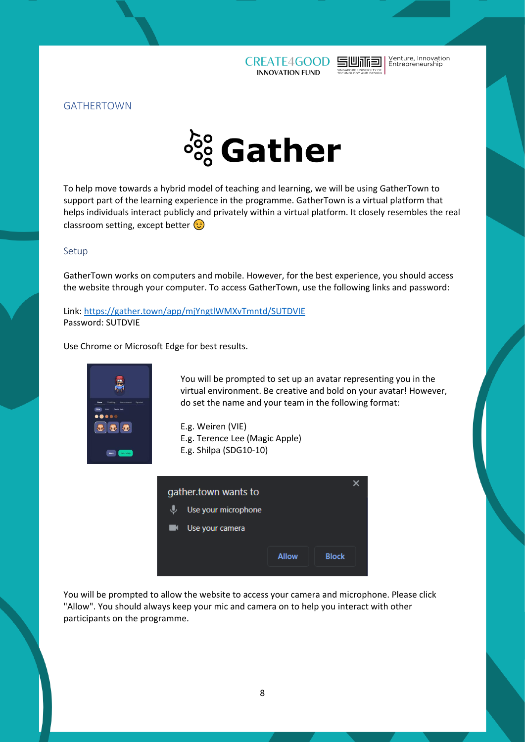## GATHERTOWN

To help move towards a hybrid model of teaching and learning, we will be using GatherTown to support part of the learning experience in the programme. GatherTown is a virtual platform that helps individuals interact publicly and privately within a virtual platform. It closely resembles the real classroom setting, except better 😉

### Setup

GatherTown works on computers and mobile. However, for the best experience, you should access the website through your computer. To access GatherTown, use the following links and password:

Link: https://gather.town/app/mjYngtlWMXvTmntd/SUTDVIE
Password: SUTDVIE

Use Chrome or Microsoft Edge for best results.

You will be prompted to set up an avatar representing you in the virtual environment. Be creative and bold on your avatar! However, do set the name and your team in the following format:

E.g. Weiren (VIE)
E.g. Terence Lee (Magic Apple)
E.g. Shilpa (SDG10-10)

You will be prompted to allow the website to access your camera and microphone. Please click "Allow". You should always keep your mic and camera on to help you interact with other participants on the programme.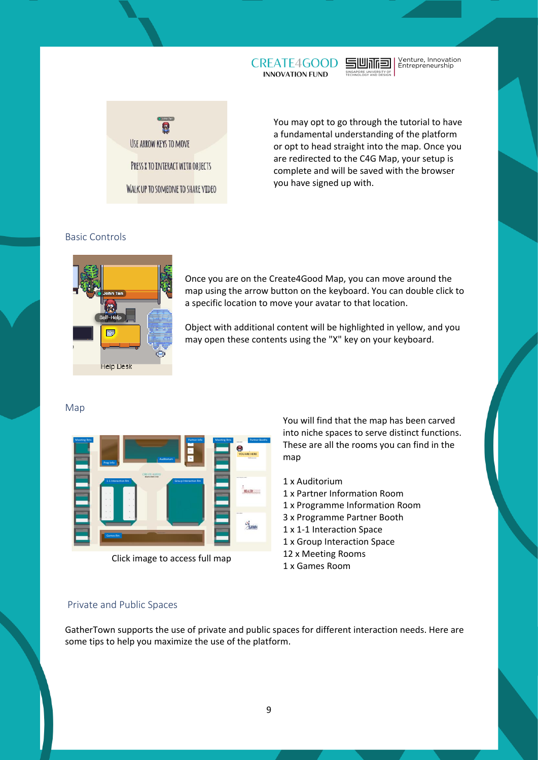You may opt to go through the tutorial to have a fundamental understanding of the platform or opt to head straight into the map. Once you are redirected to the C4G Map, your setup is complete and will be saved with the browser you have signed up with.

## Basic Controls

Once you are on the Create4Good Map, you can move around the map using the arrow button on the keyboard. You can double click to a specific location to move your avatar to that location.

Object with additional content will be highlighted in yellow, and you may open these contents using the "X" key on your keyboard.

## Map

You will find that the map has been carved into niche spaces to serve distinct functions. These are all the rooms you can find in the map

1 x Auditorium
1 x Partner Information Room
1 x Programme Information Room
3 x Programme Partner Booth
1 x 1-1 Interaction Space
1 x Group Interaction Space
12 x Meeting Rooms
1 x Games Room

Click image to access full map

## Private and Public Spaces

GatherTown supports the use of private and public spaces for different interaction needs. Here are some tips to help you maximize the use of the platform.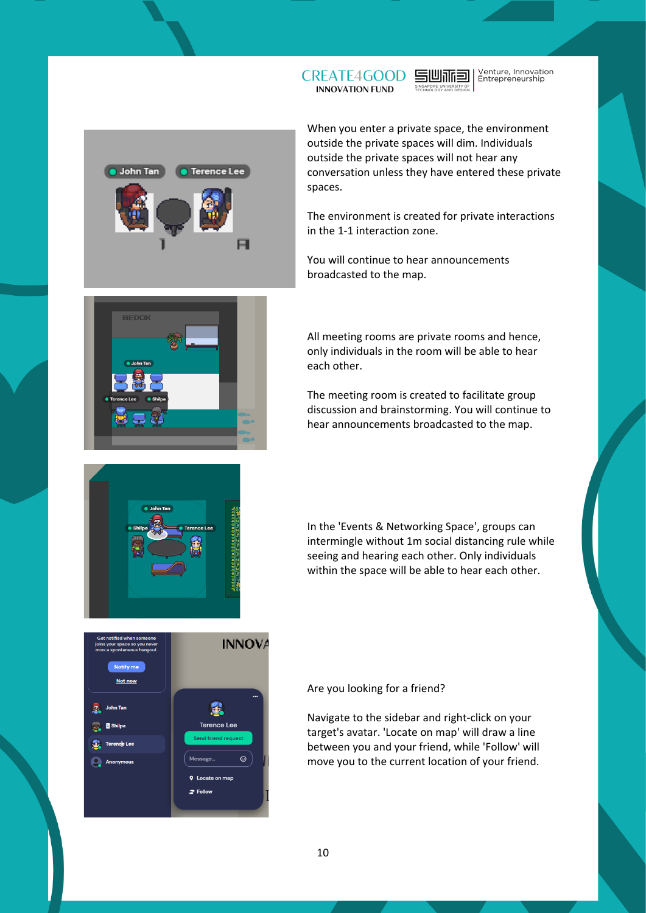When you enter a private space, the environment outside the private spaces will dim. Individuals outside the private spaces will not hear any conversation unless they have entered these private spaces.

The environment is created for private interactions in the 1-1 interaction zone.

You will continue to hear announcements broadcasted to the map.

All meeting rooms are private rooms and hence, only individuals in the room will be able to hear each other.

The meeting room is created to facilitate group discussion and brainstorming. You will continue to hear announcements broadcasted to the map.

In the 'Events & Networking Space', groups can intermingle without 1m social distancing rule while seeing and hearing each other. Only individuals within the space will be able to hear each other.

Are you looking for a friend?

Navigate to the sidebar and right-click on your target's avatar. 'Locate on map' will draw a line between you and your friend, while 'Follow' will move you to the current location of your friend.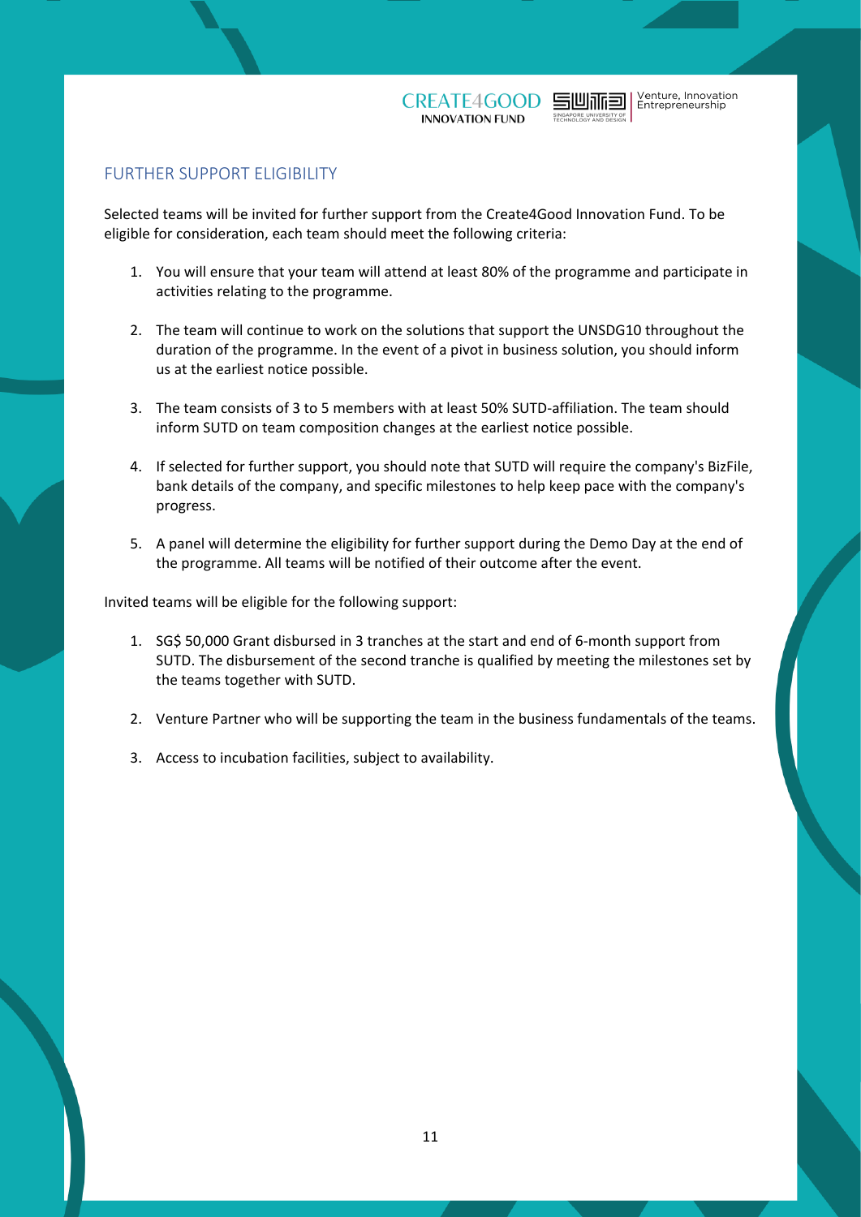## FURTHER SUPPORT ELIGIBILITY

Selected teams will be invited for further support from the Create4Good Innovation Fund. To be eligible for consideration, each team should meet the following criteria:

1. You will ensure that your team will attend at least 80% of the programme and participate in activities relating to the programme.

2. The team will continue to work on the solutions that support the UNSDG10 throughout the duration of the programme. In the event of a pivot in business solution, you should inform us at the earliest notice possible.

3. The team consists of 3 to 5 members with at least 50% SUTD-affiliation. The team should inform SUTD on team composition changes at the earliest notice possible.

4. If selected for further support, you should note that SUTD will require the company's BizFile, bank details of the company, and specific milestones to help keep pace with the company's progress.

5. A panel will determine the eligibility for further support during the Demo Day at the end of the programme. All teams will be notified of their outcome after the event.

Invited teams will be eligible for the following support:

1. SG$ 50,000 Grant disbursed in 3 tranches at the start and end of 6-month support from SUTD. The disbursement of the second tranche is qualified by meeting the milestones set by the teams together with SUTD.

2. Venture Partner who will be supporting the team in the business fundamentals of the teams.

3. Access to incubation facilities, subject to availability.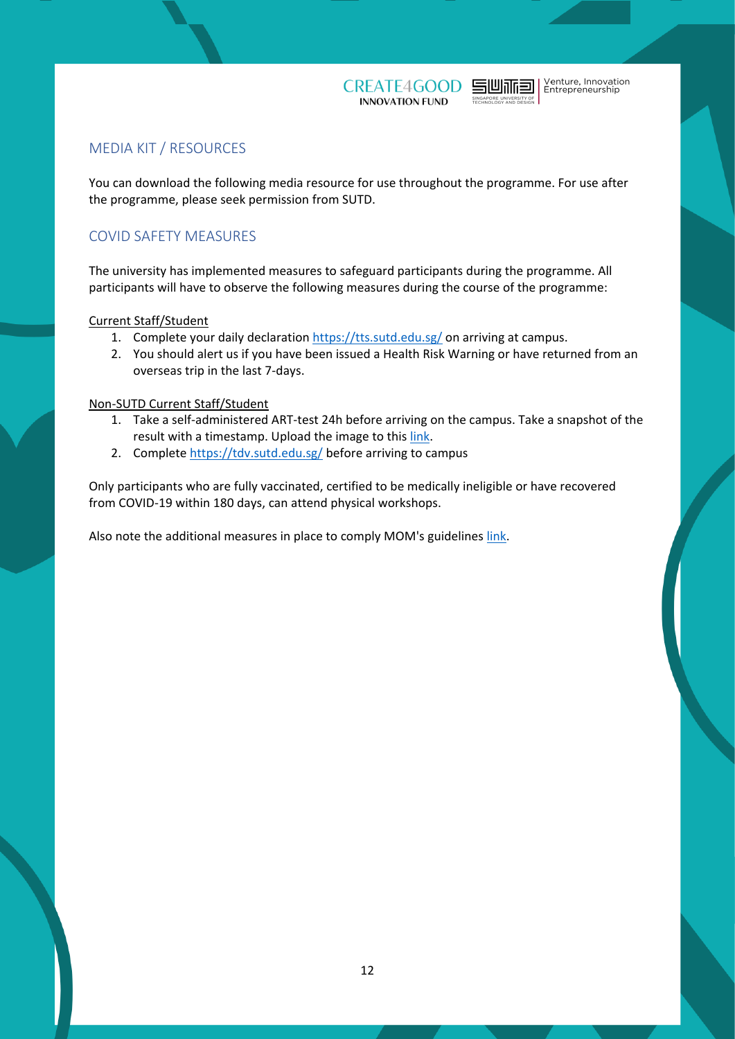## MEDIA KIT / RESOURCES

You can download the following media resource for use throughout the programme. For use after the programme, please seek permission from SUTD.

## COVID SAFETY MEASURES

The university has implemented measures to safeguard participants during the programme. All participants will have to observe the following measures during the course of the programme:

Current Staff/Student

1. Complete your daily declaration https://tts.sutd.edu.sg/ on arriving at campus.
2. You should alert us if you have been issued a Health Risk Warning or have returned from an overseas trip in the last 7-days.

Non-SUTD Current Staff/Student

1. Take a self-administered ART-test 24h before arriving on the campus. Take a snapshot of the result with a timestamp. Upload the image to this link.
2. Complete https://tdv.sutd.edu.sg/ before arriving to campus

Only participants who are fully vaccinated, certified to be medically ineligible or have recovered from COVID-19 within 180 days, can attend physical workshops.

Also note the additional measures in place to comply MOM's guidelines link.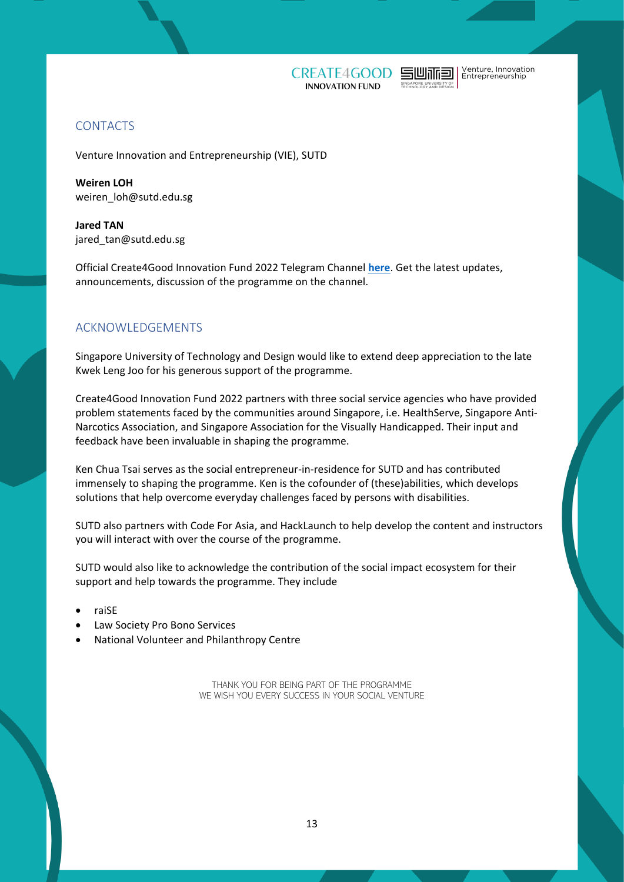## CONTACTS

Venture Innovation and Entrepreneurship (VIE), SUTD

**Weiren LOH**
weiren_loh@sutd.edu.sg

**Jared TAN**
jared_tan@sutd.edu.sg

Official Create4Good Innovation Fund 2022 Telegram Channel **here**. Get the latest updates, announcements, discussion of the programme on the channel.

## ACKNOWLEDGEMENTS

Singapore University of Technology and Design would like to extend deep appreciation to the late Kwek Leng Joo for his generous support of the programme.

Create4Good Innovation Fund 2022 partners with three social service agencies who have provided problem statements faced by the communities around Singapore, i.e. HealthServe, Singapore Anti-Narcotics Association, and Singapore Association for the Visually Handicapped. Their input and feedback have been invaluable in shaping the programme.

Ken Chua Tsai serves as the social entrepreneur-in-residence for SUTD and has contributed immensely to shaping the programme. Ken is the cofounder of (these)abilities, which develops solutions that help overcome everyday challenges faced by persons with disabilities.

SUTD also partners with Code For Asia, and HackLaunch to help develop the content and instructors you will interact with over the course of the programme.

SUTD would also like to acknowledge the contribution of the social impact ecosystem for their support and help towards the programme. They include

- raiSE
- Law Society Pro Bono Services
- National Volunteer and Philanthropy Centre

THANK YOU FOR BEING PART OF THE PROGRAMME
WE WISH YOU EVERY SUCCESS IN YOUR SOCIAL VENTURE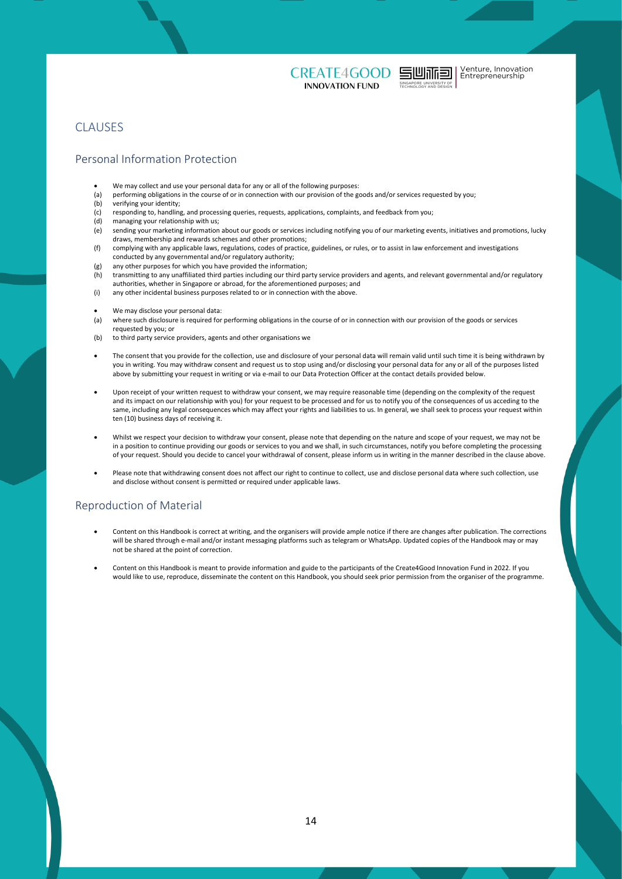# CLAUSES

## Personal Information Protection

- We may collect and use your personal data for any or all of the following purposes:

(a) performing obligations in the course of or in connection with our provision of the goods and/or services requested by you;
(b) verifying your identity;
(c) responding to, handling, and processing queries, requests, applications, complaints, and feedback from you;
(d) managing your relationship with us;
(e) sending your marketing information about our goods or services including notifying you of our marketing events, initiatives and promotions, lucky draws, membership and rewards schemes and other promotions;
(f) complying with any applicable laws, regulations, codes of practice, guidelines, or rules, or to assist in law enforcement and investigations conducted by any governmental and/or regulatory authority;
(g) any other purposes for which you have provided the information;
(h) transmitting to any unaffiliated third parties including our third party service providers and agents, and relevant governmental and/or regulatory authorities, whether in Singapore or abroad, for the aforementioned purposes; and
(i) any other incidental business purposes related to or in connection with the above.

- We may disclose your personal data:

(a) where such disclosure is required for performing obligations in the course of or in connection with our provision of the goods or services requested by you; or
(b) to third party service providers, agents and other organisations we

- The consent that you provide for the collection, use and disclosure of your personal data will remain valid until such time it is being withdrawn by you in writing. You may withdraw consent and request us to stop using and/or disclosing your personal data for any or all of the purposes listed above by submitting your request in writing or via e-mail to our Data Protection Officer at the contact details provided below.

- Upon receipt of your written request to withdraw your consent, we may require reasonable time (depending on the complexity of the request and its impact on our relationship with you) for your request to be processed and for us to notify you of the consequences of us acceding to the same, including any legal consequences which may affect your rights and liabilities to us. In general, we shall seek to process your request within ten (10) business days of receiving it.

- Whilst we respect your decision to withdraw your consent, please note that depending on the nature and scope of your request, we may not be in a position to continue providing our goods or services to you and we shall, in such circumstances, notify you before completing the processing of your request. Should you decide to cancel your withdrawal of consent, please inform us in writing in the manner described in the clause above.

- Please note that withdrawing consent does not affect our right to continue to collect, use and disclose personal data where such collection, use and disclose without consent is permitted or required under applicable laws.

## Reproduction of Material

- Content on this Handbook is correct at writing, and the organisers will provide ample notice if there are changes after publication. The corrections will be shared through e-mail and/or instant messaging platforms such as telegram or WhatsApp. Updated copies of the Handbook may or may not be shared at the point of correction.

- Content on this Handbook is meant to provide information and guide to the participants of the Create4Good Innovation Fund in 2022. If you would like to use, reproduce, disseminate the content on this Handbook, you should seek prior permission from the organiser of the programme.